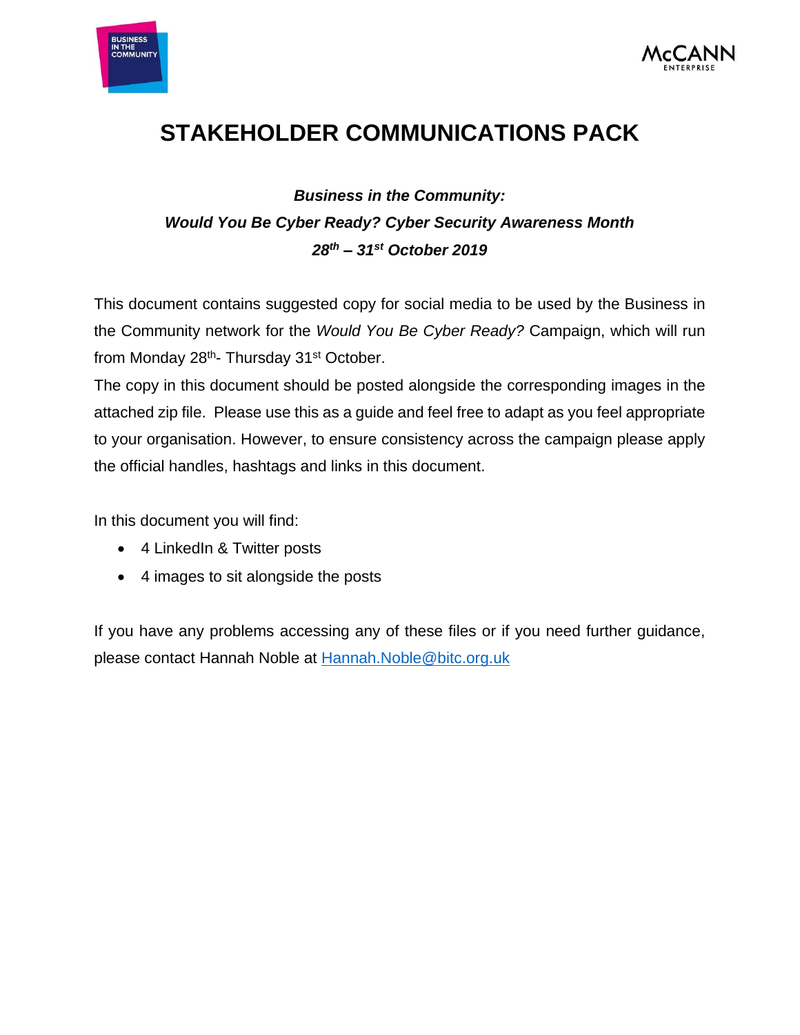# STAKEHOLDER COMMUNICATIONS PACK

***Business in the Community:***
***Would You Be Cyber Ready? Cyber Security Awareness Month***
***28th – 31st October 2019***

This document contains suggested copy for social media to be used by the Business in the Community network for the *Would You Be Cyber Ready?* Campaign, which will run from Monday 28th- Thursday 31st October.

The copy in this document should be posted alongside the corresponding images in the attached zip file. Please use this as a guide and feel free to adapt as you feel appropriate to your organisation. However, to ensure consistency across the campaign please apply the official handles, hashtags and links in this document.

In this document you will find:

- 4 LinkedIn & Twitter posts
- 4 images to sit alongside the posts

If you have any problems accessing any of these files or if you need further guidance, please contact Hannah Noble at [Hannah.Noble@bitc.org.uk](mailto:Hannah.Noble@bitc.org.uk)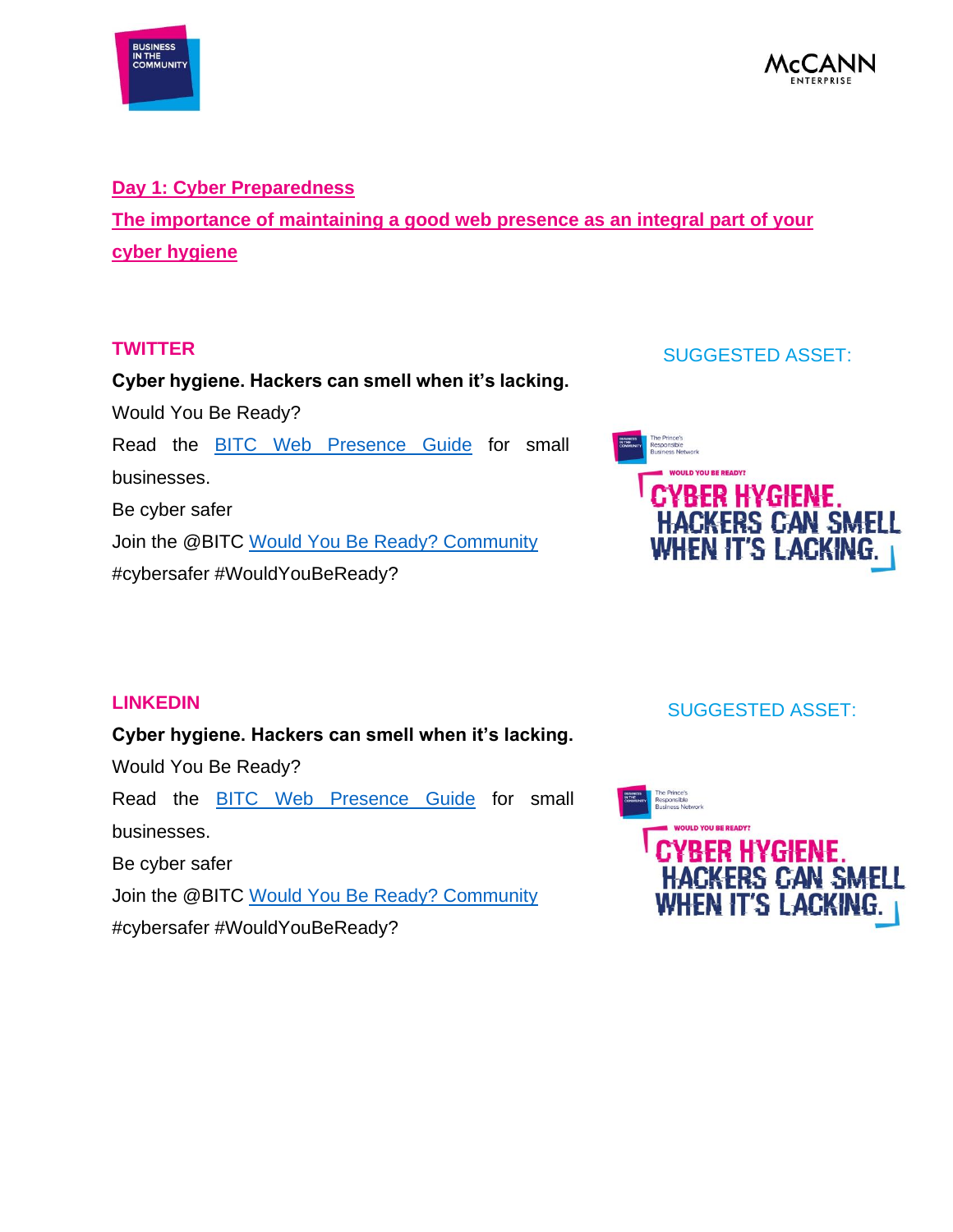## Day 1: Cyber Preparedness

## The importance of maintaining a good web presence as an integral part of your cyber hygiene

### TWITTER

SUGGESTED ASSET:

**Cyber hygiene. Hackers can smell when it's lacking.**

Would You Be Ready?

Read the BITC Web Presence Guide for small businesses.

Be cyber safer

Join the @BITC Would You Be Ready? Community

#cybersafer #WouldYouBeReady?

### LINKEDIN

SUGGESTED ASSET:

**Cyber hygiene. Hackers can smell when it's lacking.**

Would You Be Ready?

Read the BITC Web Presence Guide for small businesses.

Be cyber safer

Join the @BITC Would You Be Ready? Community

#cybersafer #WouldYouBeReady?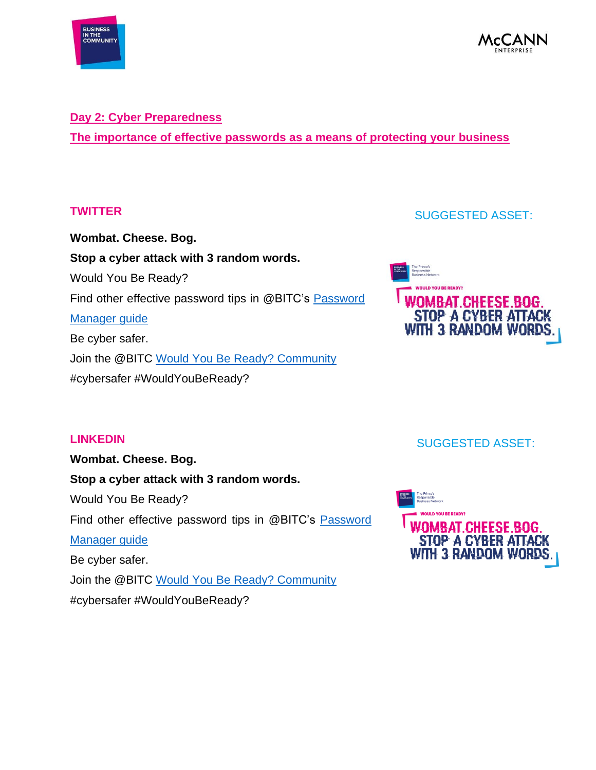## Day 2: Cyber Preparedness

## The importance of effective passwords as a means of protecting your business

### TWITTER

SUGGESTED ASSET:

**Wombat. Cheese. Bog.**

**Stop a cyber attack with 3 random words.**

Would You Be Ready?

Find other effective password tips in @BITC's Password Manager guide

Be cyber safer.

Join the @BITC Would You Be Ready? Community

#cybersafer #WouldYouBeReady?

### LINKEDIN

SUGGESTED ASSET:

**Wombat. Cheese. Bog.**

**Stop a cyber attack with 3 random words.**

Would You Be Ready?

Find other effective password tips in @BITC's Password Manager guide

Be cyber safer.

Join the @BITC Would You Be Ready? Community

#cybersafer #WouldYouBeReady?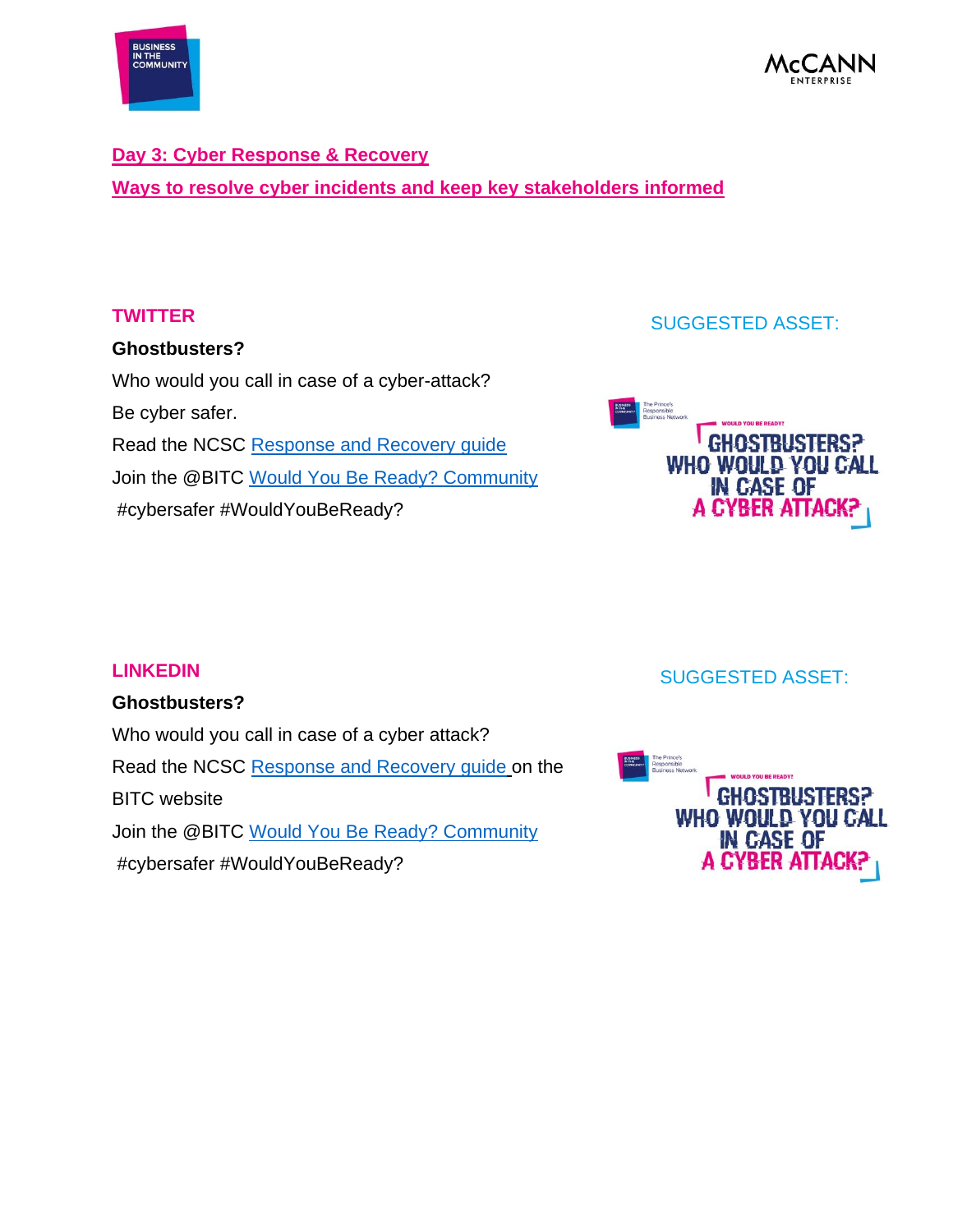## Day 3: Cyber Response & Recovery

## Ways to resolve cyber incidents and keep key stakeholders informed

### TWITTER

SUGGESTED ASSET:

**Ghostbusters?**

Who would you call in case of a cyber-attack?

Be cyber safer.

Read the NCSC Response and Recovery guide

Join the @BITC Would You Be Ready? Community

#cybersafer #WouldYouBeReady?

### LINKEDIN

SUGGESTED ASSET:

**Ghostbusters?**

Who would you call in case of a cyber attack?

Read the NCSC Response and Recovery guide on the BITC website

Join the @BITC Would You Be Ready? Community

#cybersafer #WouldYouBeReady?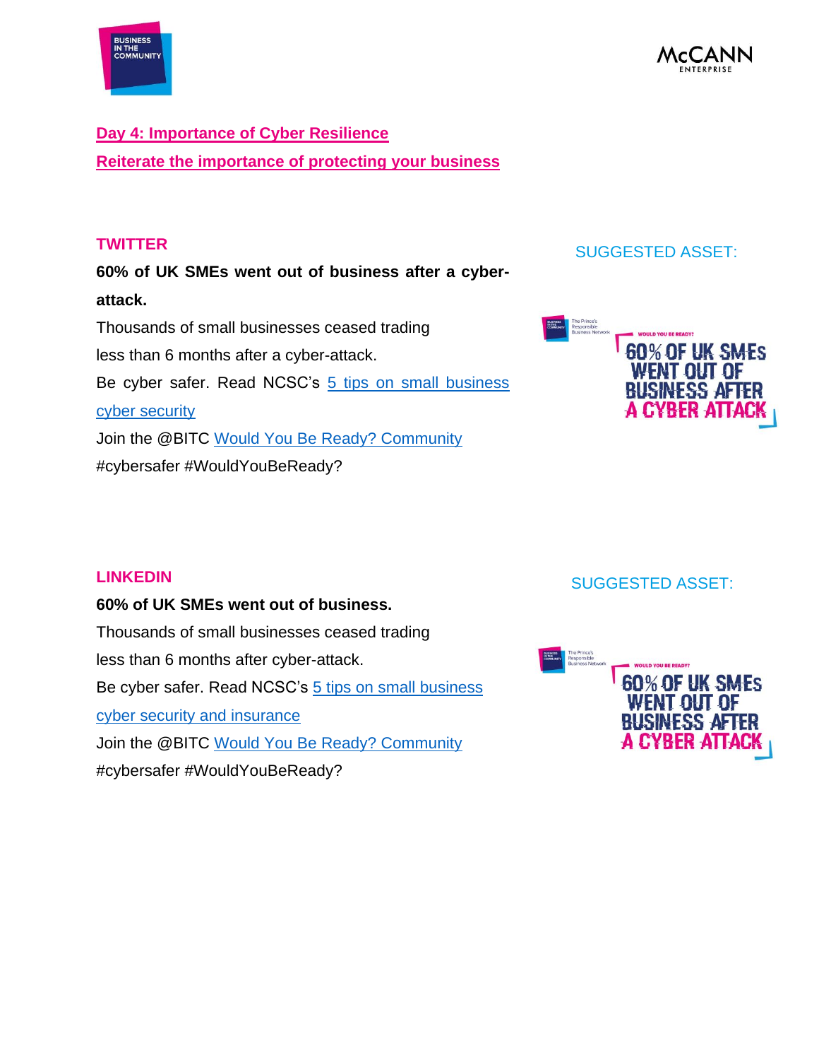## Day 4: Importance of Cyber Resilience

## Reiterate the importance of protecting your business

### TWITTER

**60% of UK SMEs went out of business after a cyber-attack.**

Thousands of small businesses ceased trading less than 6 months after a cyber-attack.

Be cyber safer. Read NCSC's 5 tips on small business cyber security

Join the @BITC Would You Be Ready? Community

#cybersafer #WouldYouBeReady?

SUGGESTED ASSET:

### LINKEDIN

**60% of UK SMEs went out of business.**

Thousands of small businesses ceased trading less than 6 months after cyber-attack.

Be cyber safer. Read NCSC's 5 tips on small business cyber security and insurance

Join the @BITC Would You Be Ready? Community

#cybersafer #WouldYouBeReady?

SUGGESTED ASSET: